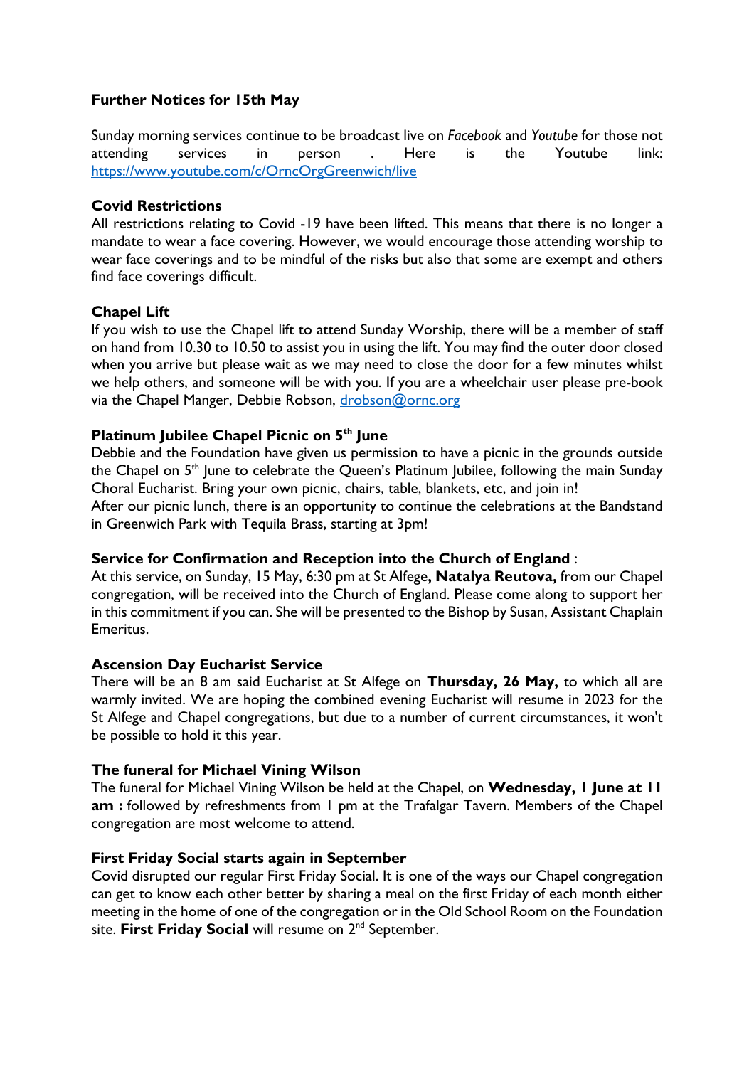**Further Notices for 15th May**

Sunday morning services continue to be broadcast live on *Facebook* and *Youtube* for those not attending services in person . Here is the Youtube link: https://www.youtube.com/c/OrncOrgGreenwich/live

**Covid Restrictions**
All restrictions relating to Covid -19 have been lifted. This means that there is no longer a mandate to wear a face covering. However, we would encourage those attending worship to wear face coverings and to be mindful of the risks but also that some are exempt and others find face coverings difficult.

**Chapel Lift**
If you wish to use the Chapel lift to attend Sunday Worship, there will be a member of staff on hand from 10.30 to 10.50 to assist you in using the lift. You may find the outer door closed when you arrive but please wait as we may need to close the door for a few minutes whilst we help others, and someone will be with you. If you are a wheelchair user please pre-book via the Chapel Manger, Debbie Robson, drobson@ornc.org

**Platinum Jubilee Chapel Picnic on 5th June**
Debbie and the Foundation have given us permission to have a picnic in the grounds outside the Chapel on 5th June to celebrate the Queen's Platinum Jubilee, following the main Sunday Choral Eucharist. Bring your own picnic, chairs, table, blankets, etc, and join in!
After our picnic lunch, there is an opportunity to continue the celebrations at the Bandstand in Greenwich Park with Tequila Brass, starting at 3pm!

**Service for Confirmation and Reception into the Church of England** :
At this service, on Sunday, 15 May, 6:30 pm at St Alfege**, Natalya Reutova,** from our Chapel congregation, will be received into the Church of England. Please come along to support her in this commitment if you can. She will be presented to the Bishop by Susan, Assistant Chaplain Emeritus.

**Ascension Day Eucharist Service**
There will be an 8 am said Eucharist at St Alfege on **Thursday, 26 May,** to which all are warmly invited. We are hoping the combined evening Eucharist will resume in 2023 for the St Alfege and Chapel congregations, but due to a number of current circumstances, it won't be possible to hold it this year.

**The funeral for Michael Vining Wilson**
The funeral for Michael Vining Wilson be held at the Chapel, on **Wednesday, 1 June at 11 am :** followed by refreshments from 1 pm at the Trafalgar Tavern. Members of the Chapel congregation are most welcome to attend.

**First Friday Social starts again in September**
Covid disrupted our regular First Friday Social. It is one of the ways our Chapel congregation can get to know each other better by sharing a meal on the first Friday of each month either meeting in the home of one of the congregation or in the Old School Room on the Foundation site. **First Friday Social** will resume on 2nd September.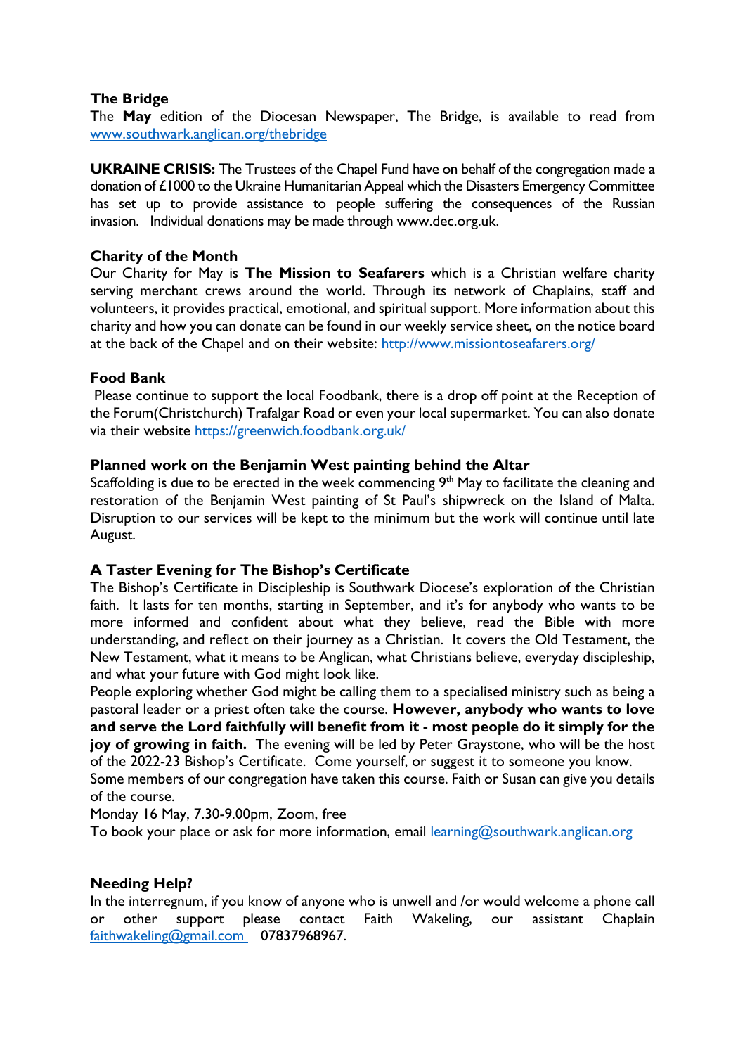**The Bridge**

The **May** edition of the Diocesan Newspaper, The Bridge, is available to read from [www.southwark.anglican.org/thebridge](www.southwark.anglican.org/thebridge)

**UKRAINE CRISIS:** The Trustees of the Chapel Fund have on behalf of the congregation made a donation of £1000 to the Ukraine Humanitarian Appeal which the Disasters Emergency Committee has set up to provide assistance to people suffering the consequences of the Russian invasion. Individual donations may be made through www.dec.org.uk.

**Charity of the Month**

Our Charity for May is **The Mission to Seafarers** which is a Christian welfare charity serving merchant crews around the world. Through its network of Chaplains, staff and volunteers, it provides practical, emotional, and spiritual support. More information about this charity and how you can donate can be found in our weekly service sheet, on the notice board at the back of the Chapel and on their website: [http://www.missiontoseafarers.org/](http://www.missiontoseafarers.org/)

**Food Bank**

Please continue to support the local Foodbank, there is a drop off point at the Reception of the Forum(Christchurch) Trafalgar Road or even your local supermarket. You can also donate via their website [https://greenwich.foodbank.org.uk/](https://greenwich.foodbank.org.uk/)

**Planned work on the Benjamin West painting behind the Altar**

Scaffolding is due to be erected in the week commencing 9th May to facilitate the cleaning and restoration of the Benjamin West painting of St Paul's shipwreck on the Island of Malta. Disruption to our services will be kept to the minimum but the work will continue until late August.

**A Taster Evening for The Bishop's Certificate**

The Bishop's Certificate in Discipleship is Southwark Diocese's exploration of the Christian faith. It lasts for ten months, starting in September, and it's for anybody who wants to be more informed and confident about what they believe, read the Bible with more understanding, and reflect on their journey as a Christian. It covers the Old Testament, the New Testament, what it means to be Anglican, what Christians believe, everyday discipleship, and what your future with God might look like.

People exploring whether God might be calling them to a specialised ministry such as being a pastoral leader or a priest often take the course. **However, anybody who wants to love and serve the Lord faithfully will benefit from it - most people do it simply for the joy of growing in faith.** The evening will be led by Peter Graystone, who will be the host of the 2022-23 Bishop's Certificate. Come yourself, or suggest it to someone you know.

Some members of our congregation have taken this course. Faith or Susan can give you details of the course.

Monday 16 May, 7.30-9.00pm, Zoom, free

To book your place or ask for more information, email [learning@southwark.anglican.org](mailto:learning@southwark.anglican.org)

**Needing Help?**

In the interregnum, if you know of anyone who is unwell and /or would welcome a phone call or other support please contact Faith Wakeling, our assistant Chaplain [faithwakeling@gmail.com](mailto:faithwakeling@gmail.com) 07837968967.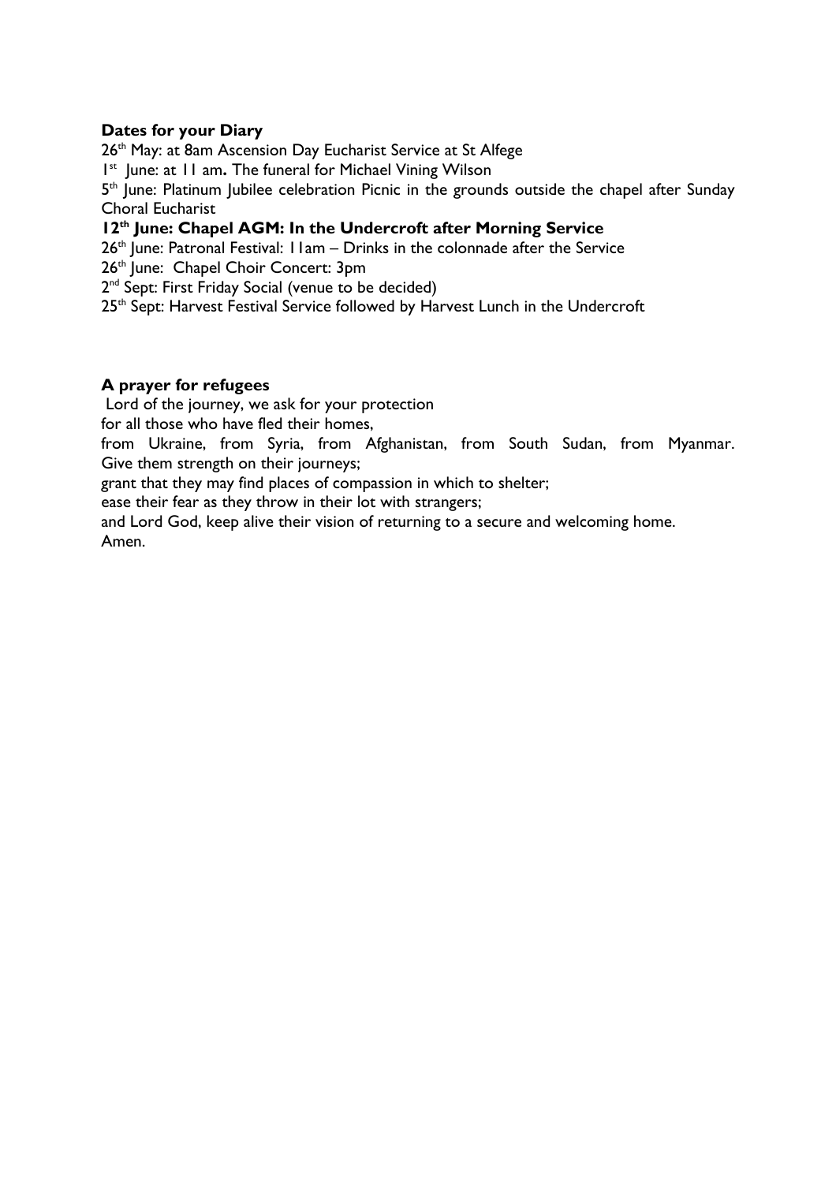**Dates for your Diary**

26th May: at 8am Ascension Day Eucharist Service at St Alfege

1st June: at 11 am**.** The funeral for Michael Vining Wilson

5th June: Platinum Jubilee celebration Picnic in the grounds outside the chapel after Sunday Choral Eucharist

**12th June: Chapel AGM: In the Undercroft after Morning Service**

26th June: Patronal Festival: 11am – Drinks in the colonnade after the Service

26th June: Chapel Choir Concert: 3pm

2nd Sept: First Friday Social (venue to be decided)

25th Sept: Harvest Festival Service followed by Harvest Lunch in the Undercroft

**A prayer for refugees**

Lord of the journey, we ask for your protection
for all those who have fled their homes,
from Ukraine, from Syria, from Afghanistan, from South Sudan, from Myanmar.
Give them strength on their journeys;
grant that they may find places of compassion in which to shelter;
ease their fear as they throw in their lot with strangers;
and Lord God, keep alive their vision of returning to a secure and welcoming home.
Amen.